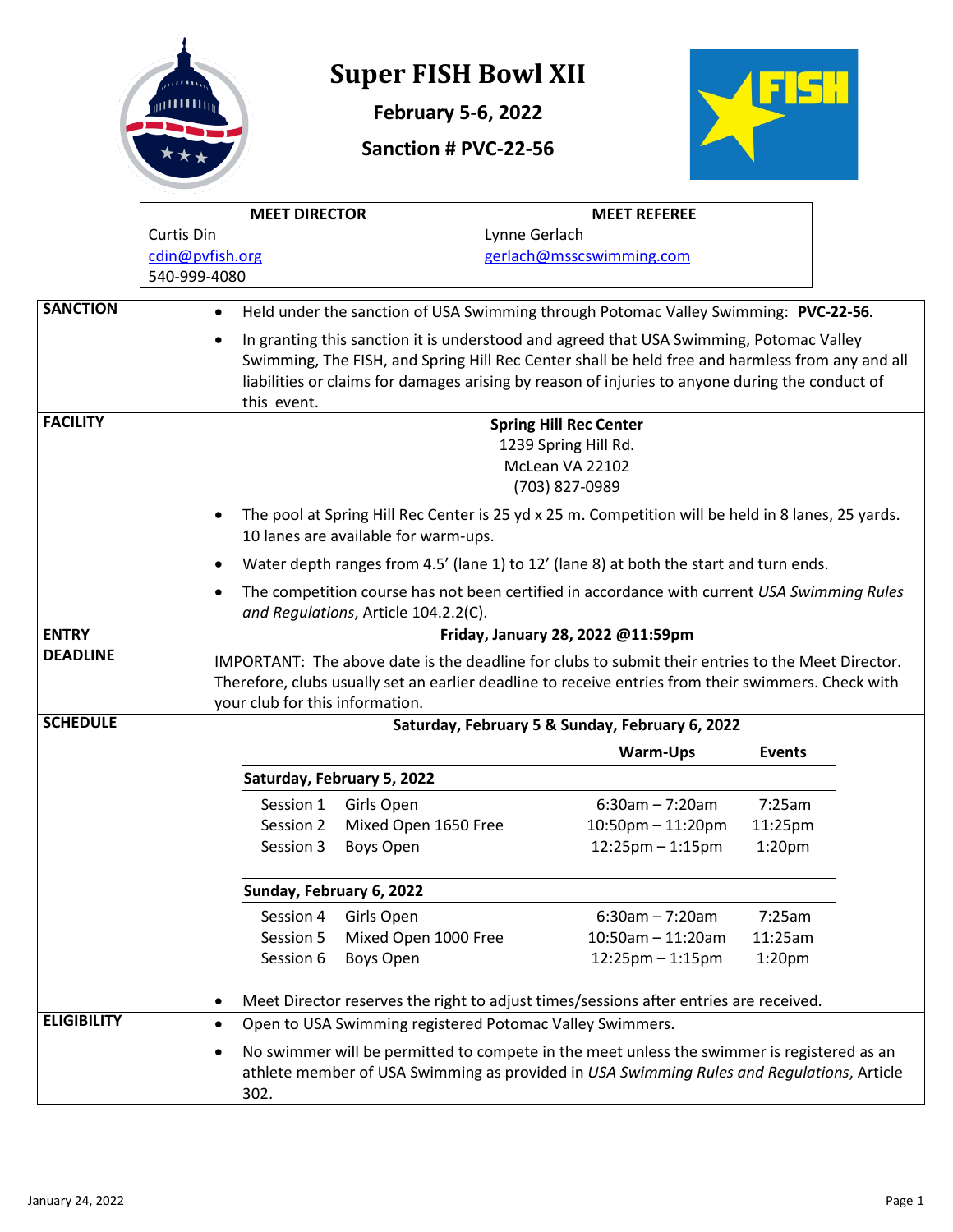# Super FISH Bowl XII

**February 5-6, 2022**

**Sanction # PVC-22-56**

| MEET DIRECTOR | MEET REFEREE |
|---|---|
| Curtis Din<br>cdin@pvfish.org<br>540-999-4080 | Lynne Gerlach<br>gerlach@msscswimming.com |

**SANCTION**

- Held under the sanction of USA Swimming through Potomac Valley Swimming: **PVC-22-56.**
- In granting this sanction it is understood and agreed that USA Swimming, Potomac Valley Swimming, The FISH, and Spring Hill Rec Center shall be held free and harmless from any and all liabilities or claims for damages arising by reason of injuries to anyone during the conduct of this event.

**FACILITY**

**Spring Hill Rec Center**
1239 Spring Hill Rd.
McLean VA 22102
(703) 827-0989

- The pool at Spring Hill Rec Center is 25 yd x 25 m. Competition will be held in 8 lanes, 25 yards. 10 lanes are available for warm-ups.
- Water depth ranges from 4.5' (lane 1) to 12' (lane 8) at both the start and turn ends.
- The competition course has not been certified in accordance with current *USA Swimming Rules and Regulations*, Article 104.2.2(C).

**ENTRY DEADLINE**

**Friday, January 28, 2022 @11:59pm**

IMPORTANT: The above date is the deadline for clubs to submit their entries to the Meet Director. Therefore, clubs usually set an earlier deadline to receive entries from their swimmers. Check with your club for this information.

**SCHEDULE**

**Saturday, February 5 & Sunday, February 6, 2022**

| | | Warm-Ups | Events |
|---|---|---|---|
| **Saturday, February 5, 2022** | | | |
| Session 1 | Girls Open | 6:30am – 7:20am | 7:25am |
| Session 2 | Mixed Open 1650 Free | 10:50pm – 11:20pm | 11:25pm |
| Session 3 | Boys Open | 12:25pm – 1:15pm | 1:20pm |
| **Sunday, February 6, 2022** | | | |
| Session 4 | Girls Open | 6:30am – 7:20am | 7:25am |
| Session 5 | Mixed Open 1000 Free | 10:50am – 11:20am | 11:25am |
| Session 6 | Boys Open | 12:25pm – 1:15pm | 1:20pm |

- Meet Director reserves the right to adjust times/sessions after entries are received.

**ELIGIBILITY**

- Open to USA Swimming registered Potomac Valley Swimmers.
- No swimmer will be permitted to compete in the meet unless the swimmer is registered as an athlete member of USA Swimming as provided in *USA Swimming Rules and Regulations*, Article 302.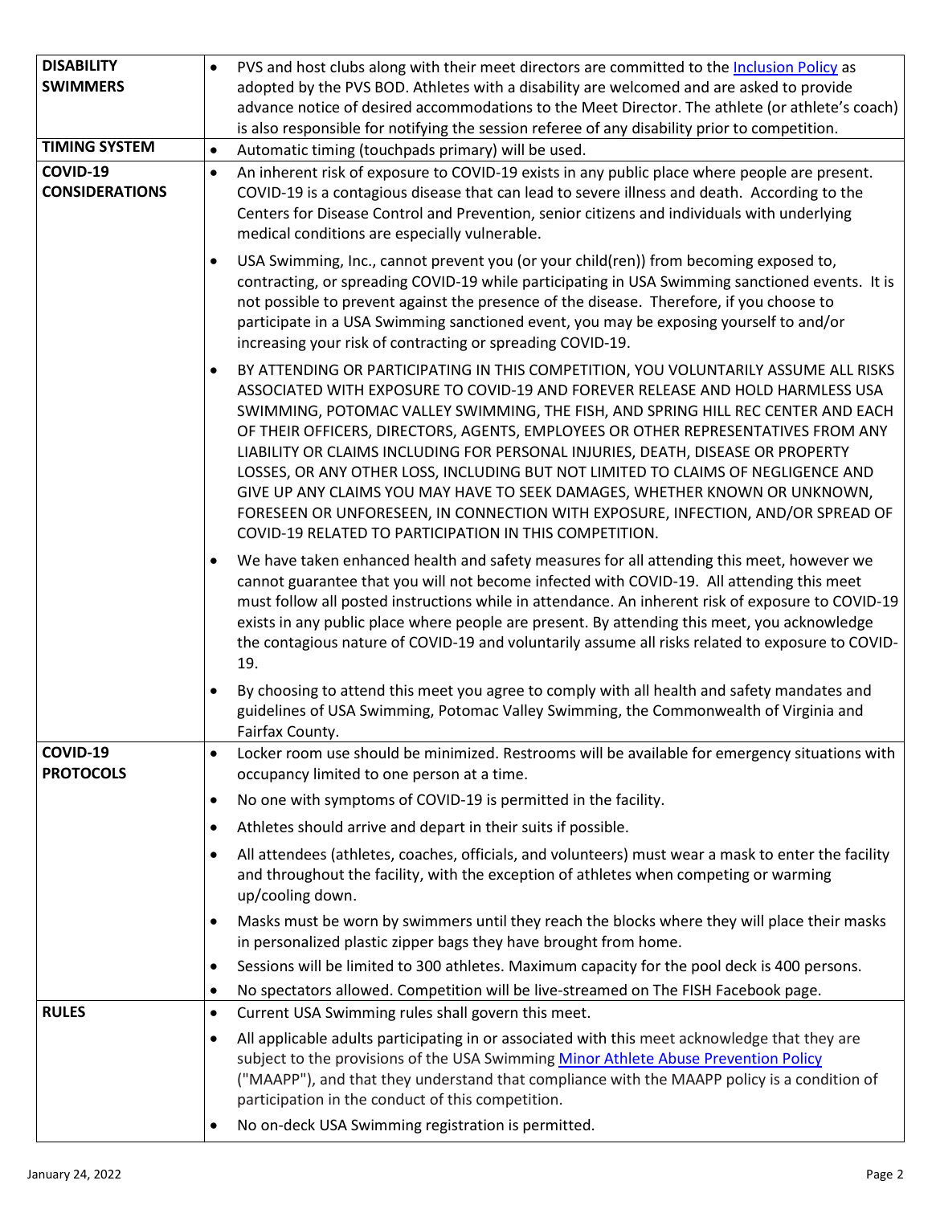| | |
|---|---|
| **DISABILITY SWIMMERS** | • PVS and host clubs along with their meet directors are committed to the Inclusion Policy as adopted by the PVS BOD. Athletes with a disability are welcomed and are asked to provide advance notice of desired accommodations to the Meet Director. The athlete (or athlete's coach) is also responsible for notifying the session referee of any disability prior to competition. |
| **TIMING SYSTEM** | • Automatic timing (touchpads primary) will be used. |
| **COVID-19 CONSIDERATIONS** | • An inherent risk of exposure to COVID-19 exists in any public place where people are present. COVID-19 is a contagious disease that can lead to severe illness and death. According to the Centers for Disease Control and Prevention, senior citizens and individuals with underlying medical conditions are especially vulnerable.<br>• USA Swimming, Inc., cannot prevent you (or your child(ren)) from becoming exposed to, contracting, or spreading COVID-19 while participating in USA Swimming sanctioned events. It is not possible to prevent against the presence of the disease. Therefore, if you choose to participate in a USA Swimming sanctioned event, you may be exposing yourself to and/or increasing your risk of contracting or spreading COVID-19.<br>• BY ATTENDING OR PARTICIPATING IN THIS COMPETITION, YOU VOLUNTARILY ASSUME ALL RISKS ASSOCIATED WITH EXPOSURE TO COVID-19 AND FOREVER RELEASE AND HOLD HARMLESS USA SWIMMING, POTOMAC VALLEY SWIMMING, THE FISH, AND SPRING HILL REC CENTER AND EACH OF THEIR OFFICERS, DIRECTORS, AGENTS, EMPLOYEES OR OTHER REPRESENTATIVES FROM ANY LIABILITY OR CLAIMS INCLUDING FOR PERSONAL INJURIES, DEATH, DISEASE OR PROPERTY LOSSES, OR ANY OTHER LOSS, INCLUDING BUT NOT LIMITED TO CLAIMS OF NEGLIGENCE AND GIVE UP ANY CLAIMS YOU MAY HAVE TO SEEK DAMAGES, WHETHER KNOWN OR UNKNOWN, FORESEEN OR UNFORESEEN, IN CONNECTION WITH EXPOSURE, INFECTION, AND/OR SPREAD OF COVID-19 RELATED TO PARTICIPATION IN THIS COMPETITION.<br>• We have taken enhanced health and safety measures for all attending this meet, however we cannot guarantee that you will not become infected with COVID-19. All attending this meet must follow all posted instructions while in attendance. An inherent risk of exposure to COVID-19 exists in any public place where people are present. By attending this meet, you acknowledge the contagious nature of COVID-19 and voluntarily assume all risks related to exposure to COVID-19.<br>• By choosing to attend this meet you agree to comply with all health and safety mandates and guidelines of USA Swimming, Potomac Valley Swimming, the Commonwealth of Virginia and Fairfax County. |
| **COVID-19 PROTOCOLS** | • Locker room use should be minimized. Restrooms will be available for emergency situations with occupancy limited to one person at a time.<br>• No one with symptoms of COVID-19 is permitted in the facility.<br>• Athletes should arrive and depart in their suits if possible.<br>• All attendees (athletes, coaches, officials, and volunteers) must wear a mask to enter the facility and throughout the facility, with the exception of athletes when competing or warming up/cooling down.<br>• Masks must be worn by swimmers until they reach the blocks where they will place their masks in personalized plastic zipper bags they have brought from home.<br>• Sessions will be limited to 300 athletes. Maximum capacity for the pool deck is 400 persons.<br>• No spectators allowed. Competition will be live-streamed on The FISH Facebook page. |
| **RULES** | • Current USA Swimming rules shall govern this meet.<br>• All applicable adults participating in or associated with this meet acknowledge that they are subject to the provisions of the USA Swimming Minor Athlete Abuse Prevention Policy ("MAAPP"), and that they understand that compliance with the MAAPP policy is a condition of participation in the conduct of this competition.<br>• No on-deck USA Swimming registration is permitted. |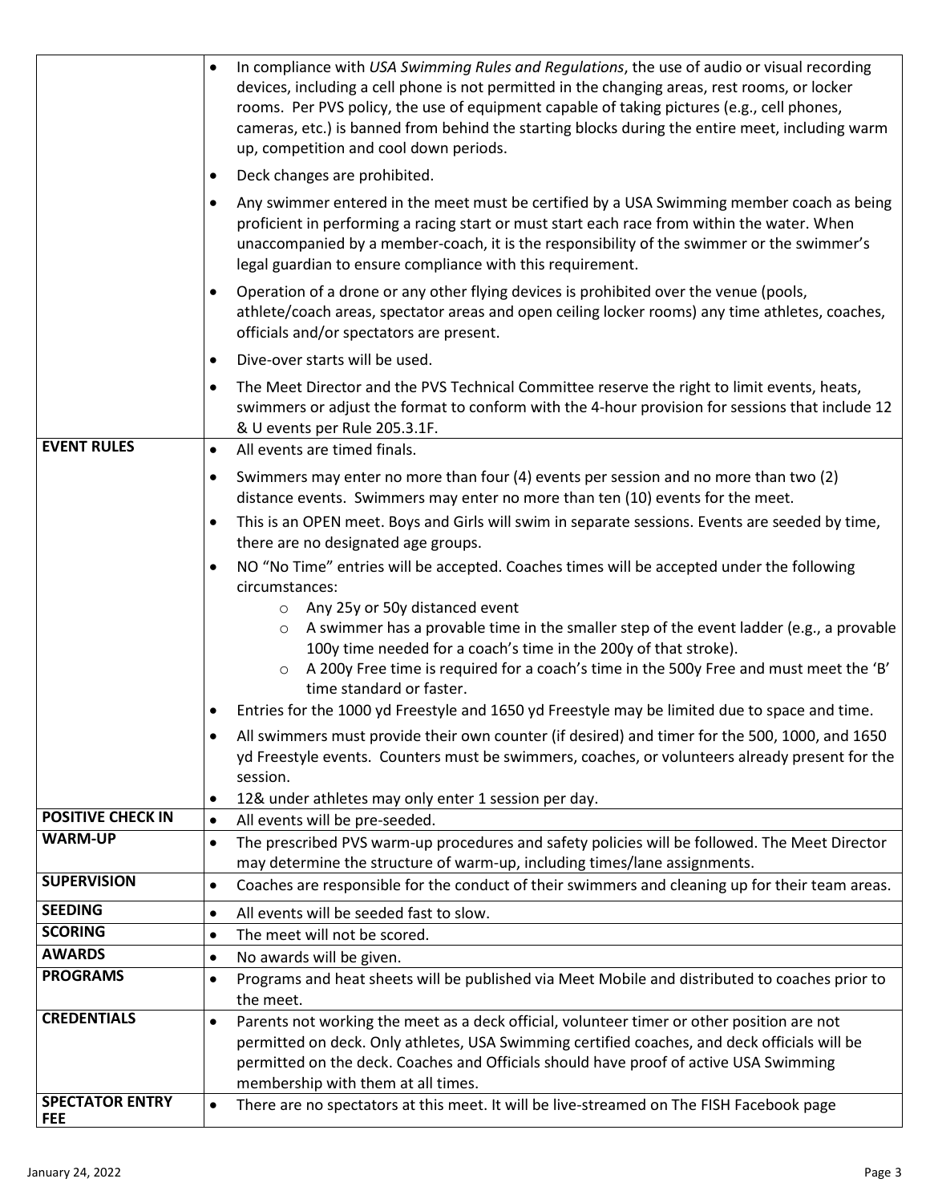| | |
|---|---|
| | • In compliance with *USA Swimming Rules and Regulations*, the use of audio or visual recording devices, including a cell phone is not permitted in the changing areas, rest rooms, or locker rooms. Per PVS policy, the use of equipment capable of taking pictures (e.g., cell phones, cameras, etc.) is banned from behind the starting blocks during the entire meet, including warm up, competition and cool down periods.<br>• Deck changes are prohibited.<br>• Any swimmer entered in the meet must be certified by a USA Swimming member coach as being proficient in performing a racing start or must start each race from within the water. When unaccompanied by a member-coach, it is the responsibility of the swimmer or the swimmer's legal guardian to ensure compliance with this requirement.<br>• Operation of a drone or any other flying devices is prohibited over the venue (pools, athlete/coach areas, spectator areas and open ceiling locker rooms) any time athletes, coaches, officials and/or spectators are present.<br>• Dive-over starts will be used.<br>• The Meet Director and the PVS Technical Committee reserve the right to limit events, heats, swimmers or adjust the format to conform with the 4-hour provision for sessions that include 12 & U events per Rule 205.3.1F. |
| **EVENT RULES** | • All events are timed finals.<br>• Swimmers may enter no more than four (4) events per session and no more than two (2) distance events. Swimmers may enter no more than ten (10) events for the meet.<br>• This is an OPEN meet. Boys and Girls will swim in separate sessions. Events are seeded by time, there are no designated age groups.<br>• NO "No Time" entries will be accepted. Coaches times will be accepted under the following circumstances:<br>&nbsp;&nbsp;&nbsp;&nbsp;○ Any 25y or 50y distanced event<br>&nbsp;&nbsp;&nbsp;&nbsp;○ A swimmer has a provable time in the smaller step of the event ladder (e.g., a provable 100y time needed for a coach's time in the 200y of that stroke).<br>&nbsp;&nbsp;&nbsp;&nbsp;○ A 200y Free time is required for a coach's time in the 500y Free and must meet the 'B' time standard or faster.<br>• Entries for the 1000 yd Freestyle and 1650 yd Freestyle may be limited due to space and time.<br>• All swimmers must provide their own counter (if desired) and timer for the 500, 1000, and 1650 yd Freestyle events. Counters must be swimmers, coaches, or volunteers already present for the session.<br>• 12& under athletes may only enter 1 session per day. |
| **POSITIVE CHECK IN** | • All events will be pre-seeded. |
| **WARM-UP** | • The prescribed PVS warm-up procedures and safety policies will be followed. The Meet Director may determine the structure of warm-up, including times/lane assignments. |
| **SUPERVISION** | • Coaches are responsible for the conduct of their swimmers and cleaning up for their team areas. |
| **SEEDING** | • All events will be seeded fast to slow. |
| **SCORING** | • The meet will not be scored. |
| **AWARDS** | • No awards will be given. |
| **PROGRAMS** | • Programs and heat sheets will be published via Meet Mobile and distributed to coaches prior to the meet. |
| **CREDENTIALS** | • Parents not working the meet as a deck official, volunteer timer or other position are not permitted on deck. Only athletes, USA Swimming certified coaches, and deck officials will be permitted on the deck. Coaches and Officials should have proof of active USA Swimming membership with them at all times. |
| **SPECTATOR ENTRY FEE** | • There are no spectators at this meet. It will be live-streamed on The FISH Facebook page |

January 24, 2022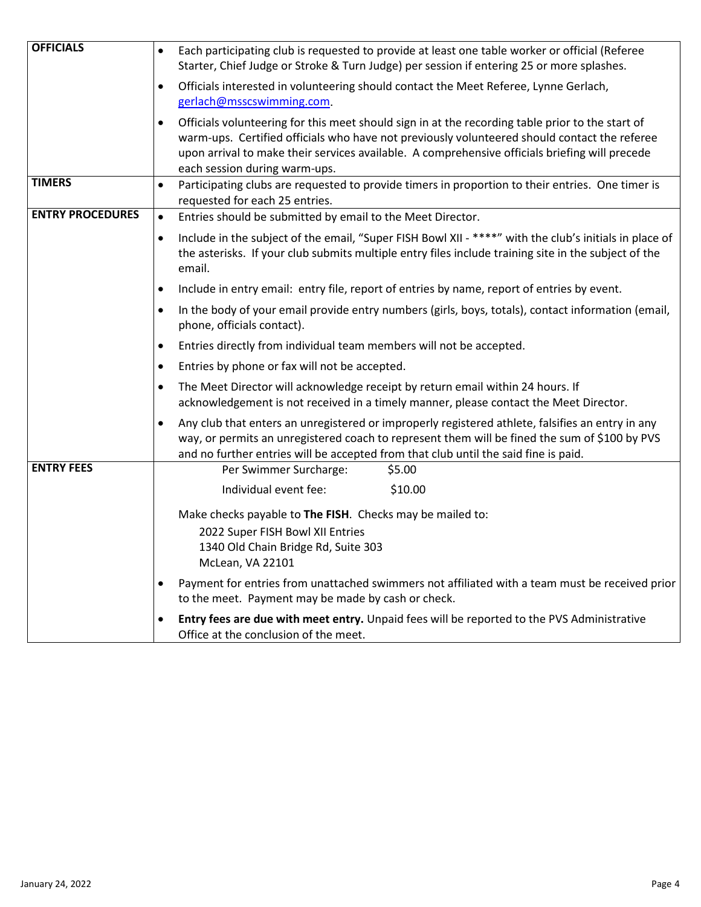| | |
|---|---|
| **OFFICIALS** | • Each participating club is requested to provide at least one table worker or official (Referee Starter, Chief Judge or Stroke & Turn Judge) per session if entering 25 or more splashes.<br>• Officials interested in volunteering should contact the Meet Referee, Lynne Gerlach, gerlach@msscswimming.com.<br>• Officials volunteering for this meet should sign in at the recording table prior to the start of warm-ups. Certified officials who have not previously volunteered should contact the referee upon arrival to make their services available. A comprehensive officials briefing will precede each session during warm-ups. |
| **TIMERS** | • Participating clubs are requested to provide timers in proportion to their entries. One timer is requested for each 25 entries. |
| **ENTRY PROCEDURES** | • Entries should be submitted by email to the Meet Director.<br>• Include in the subject of the email, "Super FISH Bowl XII - ****" with the club's initials in place of the asterisks. If your club submits multiple entry files include training site in the subject of the email.<br>• Include in entry email: entry file, report of entries by name, report of entries by event.<br>• In the body of your email provide entry numbers (girls, boys, totals), contact information (email, phone, officials contact).<br>• Entries directly from individual team members will not be accepted.<br>• Entries by phone or fax will not be accepted.<br>• The Meet Director will acknowledge receipt by return email within 24 hours. If acknowledgement is not received in a timely manner, please contact the Meet Director.<br>• Any club that enters an unregistered or improperly registered athlete, falsifies an entry in any way, or permits an unregistered coach to represent them will be fined the sum of $100 by PVS and no further entries will be accepted from that club until the said fine is paid. |
| **ENTRY FEES** | Per Swimmer Surcharge: $5.00<br>Individual event fee: $10.00<br><br>Make checks payable to **The FISH**. Checks may be mailed to:<br>2022 Super FISH Bowl XII Entries<br>1340 Old Chain Bridge Rd, Suite 303<br>McLean, VA 22101<br>• Payment for entries from unattached swimmers not affiliated with a team must be received prior to the meet. Payment may be made by cash or check.<br>• **Entry fees are due with meet entry.** Unpaid fees will be reported to the PVS Administrative Office at the conclusion of the meet. |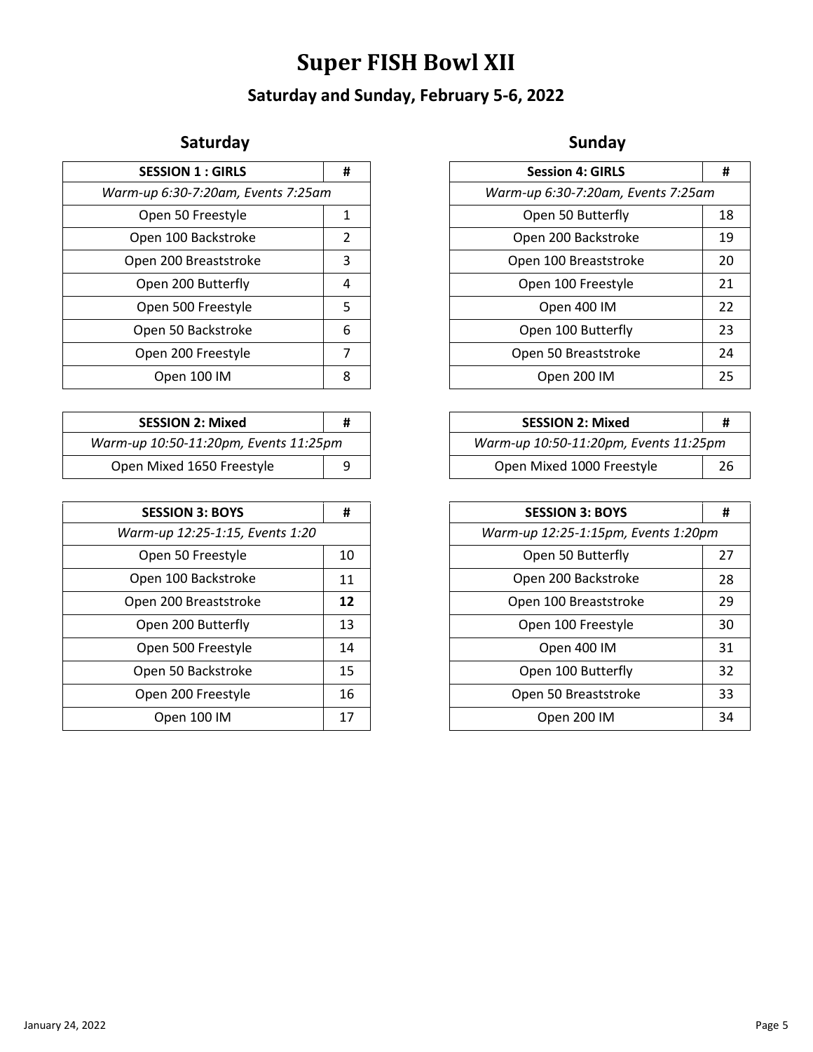# Super FISH Bowl XII

## Saturday and Sunday, February 5-6, 2022

### Saturday

| SESSION 1 : GIRLS | # |
|---|---|
| *Warm-up 6:30-7:20am, Events 7:25am* | |
| Open 50 Freestyle | 1 |
| Open 100 Backstroke | 2 |
| Open 200 Breaststroke | 3 |
| Open 200 Butterfly | 4 |
| Open 500 Freestyle | 5 |
| Open 50 Backstroke | 6 |
| Open 200 Freestyle | 7 |
| Open 100 IM | 8 |

| SESSION 2: Mixed | # |
|---|---|
| *Warm-up 10:50-11:20pm, Events 11:25pm* | |
| Open Mixed 1650 Freestyle | 9 |

| SESSION 3: BOYS | # |
|---|---|
| *Warm-up 12:25-1:15, Events 1:20* | |
| Open 50 Freestyle | 10 |
| Open 100 Backstroke | 11 |
| Open 200 Breaststroke | **12** |
| Open 200 Butterfly | 13 |
| Open 500 Freestyle | 14 |
| Open 50 Backstroke | 15 |
| Open 200 Freestyle | 16 |
| Open 100 IM | 17 |

### Sunday

| Session 4: GIRLS | # |
|---|---|
| *Warm-up 6:30-7:20am, Events 7:25am* | |
| Open 50 Butterfly | 18 |
| Open 200 Backstroke | 19 |
| Open 100 Breaststroke | 20 |
| Open 100 Freestyle | 21 |
| Open 400 IM | 22 |
| Open 100 Butterfly | 23 |
| Open 50 Breaststroke | 24 |
| Open 200 IM | 25 |

| SESSION 2: Mixed | # |
|---|---|
| *Warm-up 10:50-11:20pm, Events 11:25pm* | |
| Open Mixed 1000 Freestyle | 26 |

| SESSION 3: BOYS | # |
|---|---|
| *Warm-up 12:25-1:15pm, Events 1:20pm* | |
| Open 50 Butterfly | 27 |
| Open 200 Backstroke | 28 |
| Open 100 Breaststroke | 29 |
| Open 100 Freestyle | 30 |
| Open 400 IM | 31 |
| Open 100 Butterfly | 32 |
| Open 50 Breaststroke | 33 |
| Open 200 IM | 34 |

January 24, 2022